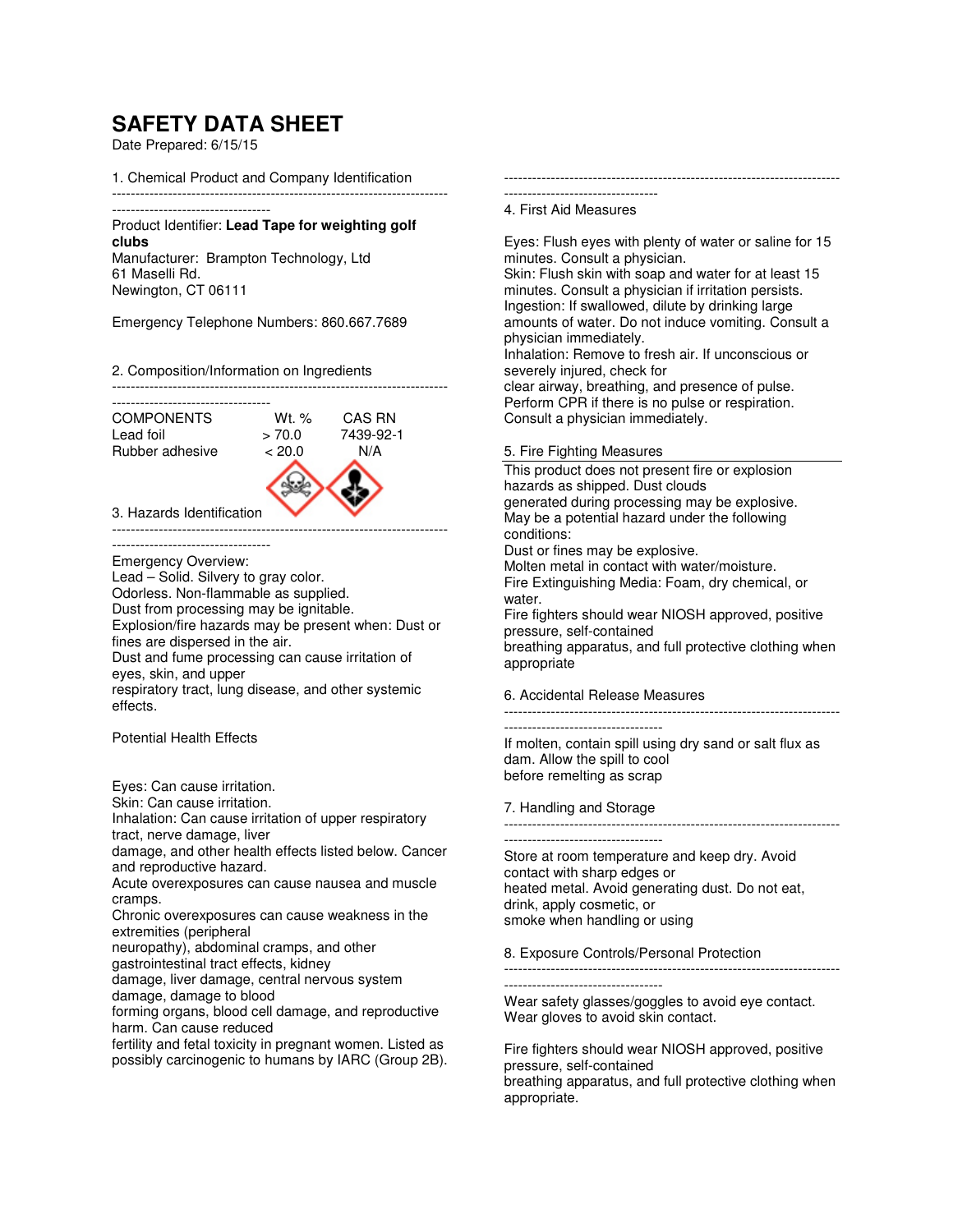# SAFETY DATA SHEET

Date Prepared: 6/15/15

## 1. Chemical Product and Company Identification

Product Identifier: **Lead Tape for weighting golf clubs**
Manufacturer: Brampton Technology, Ltd
61 Maselli Rd.
Newington, CT 06111

Emergency Telephone Numbers: 860.667.7689

## 2. Composition/Information on Ingredients

| COMPONENTS | Wt. % | CAS RN |
|---|---|---|
| Lead foil | > 70.0 | 7439-92-1 |
| Rubber adhesive | < 20.0 | N/A |

## 3. Hazards Identification

Emergency Overview:
Lead – Solid. Silvery to gray color.
Odorless. Non-flammable as supplied.
Dust from processing may be ignitable.
Explosion/fire hazards may be present when: Dust or fines are dispersed in the air.
Dust and fume processing can cause irritation of eyes, skin, and upper respiratory tract, lung disease, and other systemic effects.

Potential Health Effects

Eyes: Can cause irritation.
Skin: Can cause irritation.
Inhalation: Can cause irritation of upper respiratory tract, nerve damage, liver damage, and other health effects listed below. Cancer and reproductive hazard.
Acute overexposures can cause nausea and muscle cramps.
Chronic overexposures can cause weakness in the extremities (peripheral neuropathy), abdominal cramps, and other gastrointestinal tract effects, kidney damage, liver damage, central nervous system damage, damage to blood forming organs, blood cell damage, and reproductive harm. Can cause reduced fertility and fetal toxicity in pregnant women. Listed as possibly carcinogenic to humans by IARC (Group 2B).

## 4. First Aid Measures

Eyes: Flush eyes with plenty of water or saline for 15 minutes. Consult a physician.
Skin: Flush skin with soap and water for at least 15 minutes. Consult a physician if irritation persists.
Ingestion: If swallowed, dilute by drinking large amounts of water. Do not induce vomiting. Consult a physician immediately.
Inhalation: Remove to fresh air. If unconscious or severely injured, check for clear airway, breathing, and presence of pulse. Perform CPR if there is no pulse or respiration. Consult a physician immediately.

## 5. Fire Fighting Measures

This product does not present fire or explosion hazards as shipped. Dust clouds generated during processing may be explosive.
May be a potential hazard under the following conditions:
Dust or fines may be explosive.
Molten metal in contact with water/moisture.
Fire Extinguishing Media: Foam, dry chemical, or water.
Fire fighters should wear NIOSH approved, positive pressure, self-contained breathing apparatus, and full protective clothing when appropriate

## 6. Accidental Release Measures

If molten, contain spill using dry sand or salt flux as dam. Allow the spill to cool before remelting as scrap

## 7. Handling and Storage

Store at room temperature and keep dry. Avoid contact with sharp edges or heated metal. Avoid generating dust. Do not eat, drink, apply cosmetic, or smoke when handling or using

## 8. Exposure Controls/Personal Protection

Wear safety glasses/goggles to avoid eye contact.
Wear gloves to avoid skin contact.

Fire fighters should wear NIOSH approved, positive pressure, self-contained breathing apparatus, and full protective clothing when appropriate.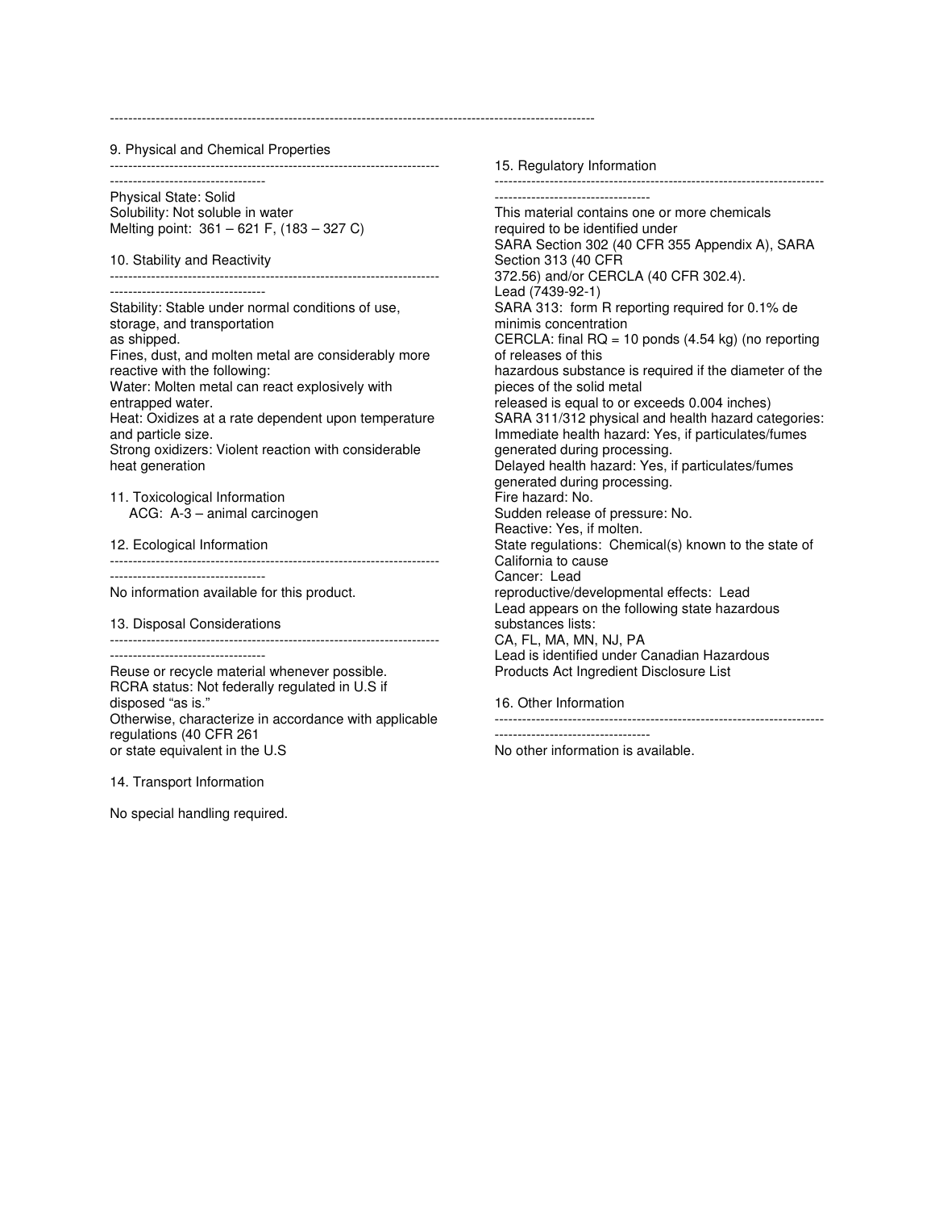## 9. Physical and Chemical Properties

Physical State: Solid
Solubility: Not soluble in water
Melting point: 361 – 621 F, (183 – 327 C)

## 10. Stability and Reactivity

Stability: Stable under normal conditions of use, storage, and transportation as shipped.
Fines, dust, and molten metal are considerably more reactive with the following:
Water: Molten metal can react explosively with entrapped water.
Heat: Oxidizes at a rate dependent upon temperature and particle size.
Strong oxidizers: Violent reaction with considerable heat generation

## 11. Toxicological Information

ACG: A-3 – animal carcinogen

## 12. Ecological Information

No information available for this product.

## 13. Disposal Considerations

Reuse or recycle material whenever possible.
RCRA status: Not federally regulated in U.S if disposed "as is."
Otherwise, characterize in accordance with applicable regulations (40 CFR 261 or state equivalent in the U.S

## 14. Transport Information

No special handling required.

## 15. Regulatory Information

This material contains one or more chemicals required to be identified under SARA Section 302 (40 CFR 355 Appendix A), SARA Section 313 (40 CFR 372.56) and/or CERCLA (40 CFR 302.4).
Lead (7439-92-1)
SARA 313: form R reporting required for 0.1% de minimis concentration
CERCLA: final RQ = 10 ponds (4.54 kg) (no reporting of releases of this hazardous substance is required if the diameter of the pieces of the solid metal released is equal to or exceeds 0.004 inches)
SARA 311/312 physical and health hazard categories:
Immediate health hazard: Yes, if particulates/fumes generated during processing.
Delayed health hazard: Yes, if particulates/fumes generated during processing.
Fire hazard: No.
Sudden release of pressure: No.
Reactive: Yes, if molten.
State regulations: Chemical(s) known to the state of California to cause
Cancer: Lead
reproductive/developmental effects: Lead
Lead appears on the following state hazardous substances lists:
CA, FL, MA, MN, NJ, PA
Lead is identified under Canadian Hazardous Products Act Ingredient Disclosure List

## 16. Other Information

No other information is available.